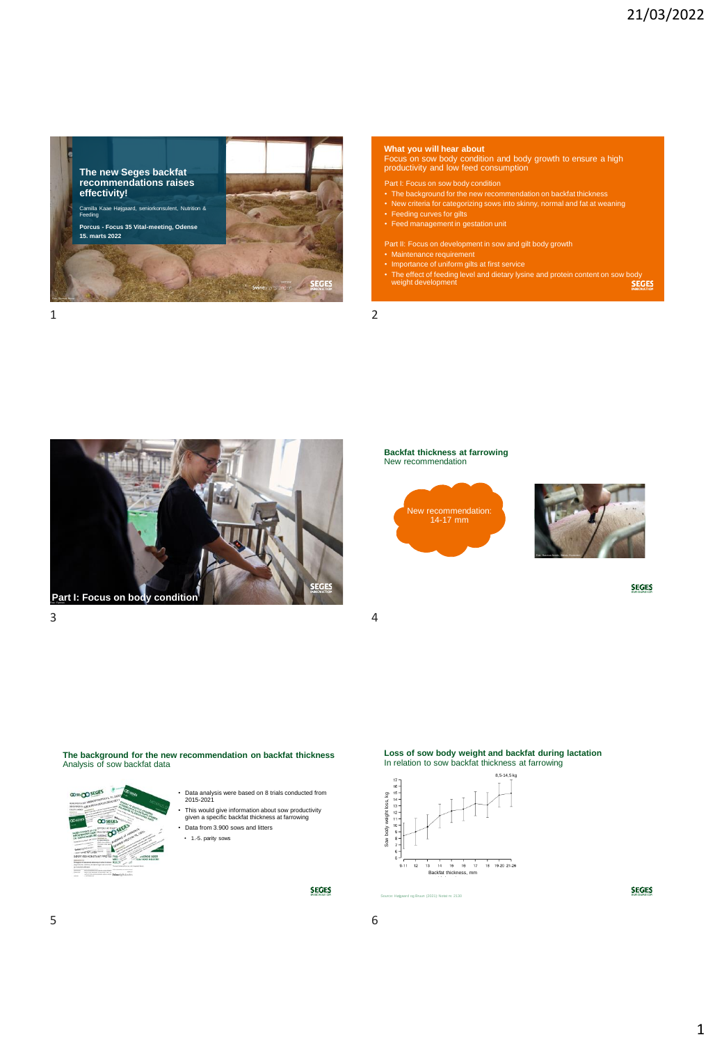## The new Seges backfat recommendations raises effectivity!

Camilla Kaae Højgaard, seniorkonsulent, Nutrition & Feeding

**Porcus - Focus 35 Vital-meeting, Odense 15. marts 2022**

---

**What you will hear about**

Focus on sow body condition and body growth to ensure a high productivity and low feed consumption

Part I: Focus on sow body condition

- The background for the new recommendation on backfat thickness
- New criteria for categorizing sows into skinny, normal and fat at weaning
- Feeding curves for gilts
- Feed management in gestation unit

Part II: Focus on development in sow and gilt body growth

- Maintenance requirement
- Importance of uniform gilts at first service
- The effect of feeding level and dietary lysine and protein content on sow body weight development

---

**Part I: Focus on body condition**

---

**Backfat thickness at farrowing**
New recommendation

New recommendation: 14-17 mm

---

**The background for the new recommendation on backfat thickness**
Analysis of sow backfat data

- Data analysis were based on 8 trials conducted from 2015-2021
- This would give information about sow productivity given a specific backfat thickness at farrowing
- Data from 3.900 sows and litters
  - 1.-5. parity sows

---

**Loss of sow body weight and backfat during lactation**
In relation to sow backfat thickness at farrowing

8,5-14,5 kg

Sow body weight loss, kg

Backfat thickness, mm

Source: Højgaard og Bruun (2021) Notat nr. 2130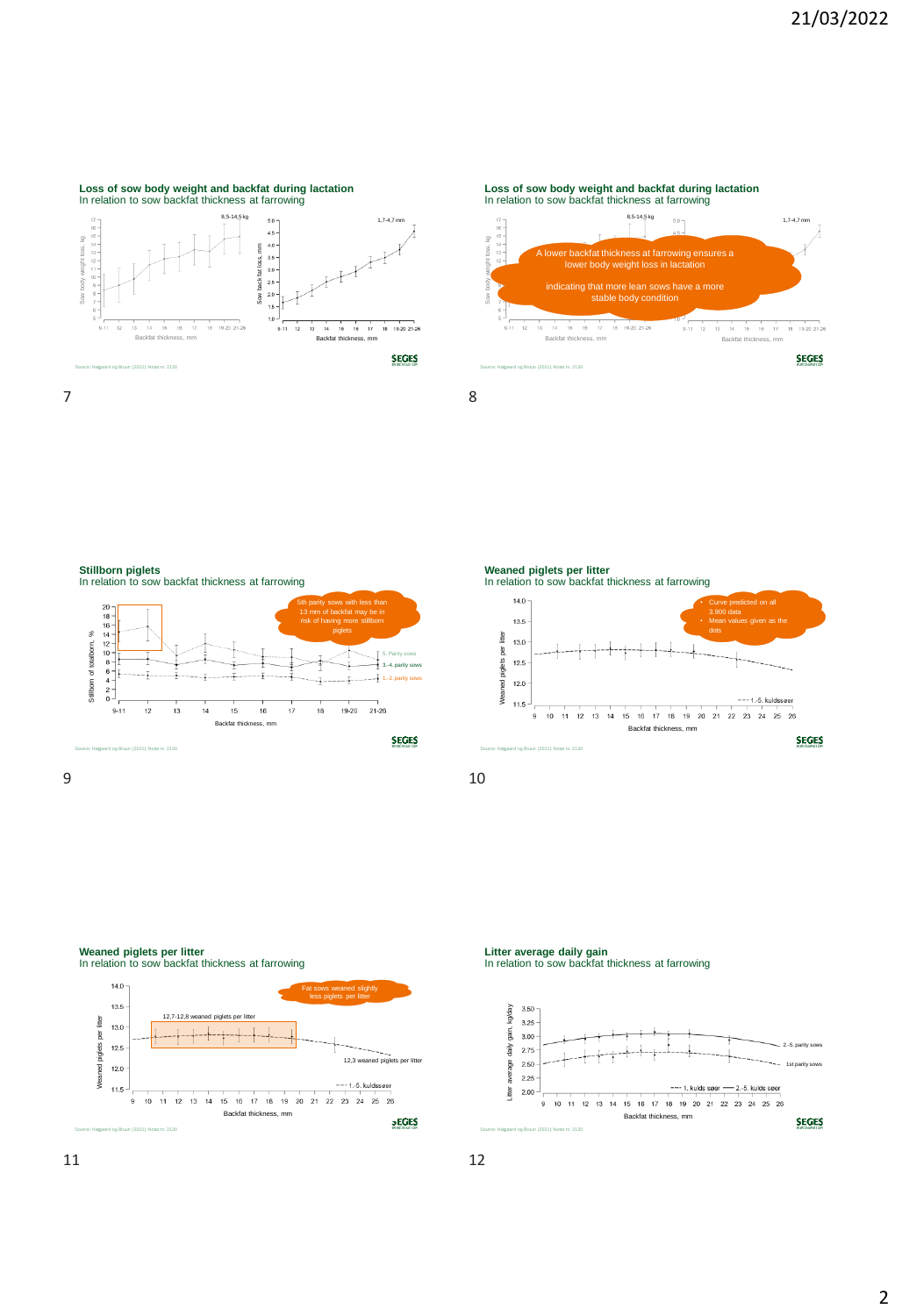## Loss of sow body weight and backfat during lactation

In relation to sow backfat thickness at farrowing

8,5-14,5 kg

1,7-4,7 mm

Sow body weight loss, kg

Sow back fat loss, mm

Backfat thickness, mm

Source: Helgaard og Bruun (2021): Notat nr. 2130

## Loss of sow body weight and backfat during lactation

In relation to sow backfat thickness at farrowing

A lower backfat thickness at farrowing ensures a lower body weight loss in lactation

indicating that more lean sows have a more stable body condition

Source: Helgaard og Bruun (2021): Notat nr. 2130

## Stillborn piglets

In relation to sow backfat thickness at farrowing

5th parity sows with less than 13 mm of backfat may be in risk of having more stillborn piglets

5. Parity sows

3.-4. parity sows

1.-2. parity sows

Stillborn of totalborn, %

Backfat thickness, mm

Source: Helgaard og Bruun (2021): Notat nr. 2130

## Weaned piglets per litter

In relation to sow backfat thickness at farrowing

- Curve predicted on all 3.900 data
- Mean values given as the dots

Weaned piglets per litter

1.-5. kuldssøer

Backfat thickness, mm

Source: Helgaard og Bruun (2021): Notat nr. 2130

## Weaned piglets per litter

In relation to sow backfat thickness at farrowing

Fat sows weaned slightly less piglets per litter

12,7-12,8 weaned piglets per litter

12,3 weaned piglets per litter

1.-5. kuldssøer

Backfat thickness, mm

Source: Helgaard og Bruun (2021): Notat nr. 2130

## Litter average daily gain

In relation to sow backfat thickness at farrowing

2.-5. parity sows

1st parity sows

1. kulds søer — 2.-5. kulds søer

Litter average daily gain, kg/day

Backfat thickness, mm

Source: Helgaard og Bruun (2021): Notat nr. 2130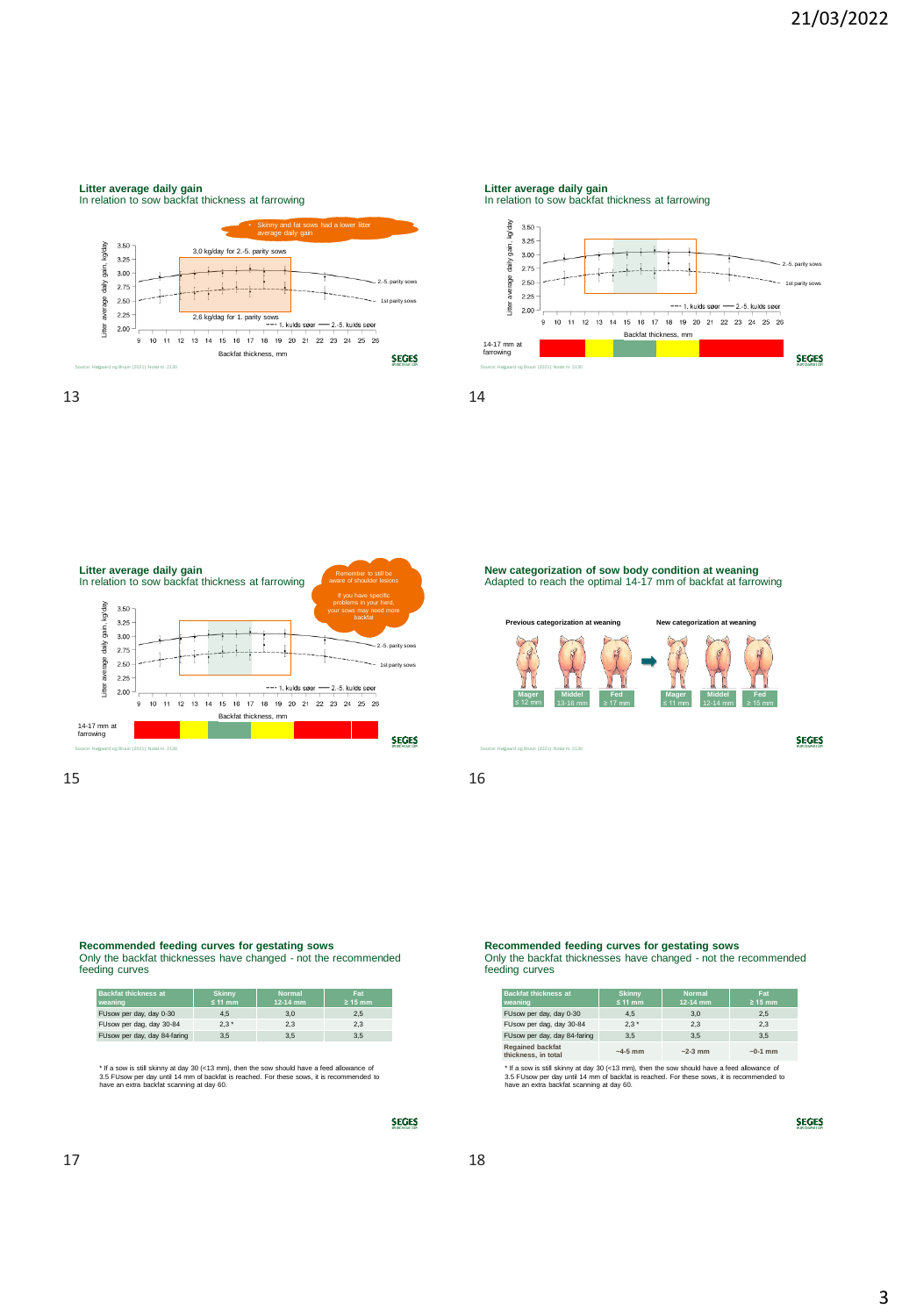## Litter average daily gain

In relation to sow backfat thickness at farrowing

- Skinny and fat sows had a lower litter average daily gain

3,0 kg/day for 2.-5. parity sows

2,6 kg/day for 1. parity sows

Litter average daily gain, kg/day

Backfat thickness, mm

--- 1. kulds søer — 2.-5. kulds søer

2.-5. parity sows

1st parity sows

Source: Helgaard og Bruun (2021): Notat nr. 2130

## Litter average daily gain

In relation to sow backfat thickness at farrowing

Litter average daily gain, kg/day

Backfat thickness, mm

--- 1. kulds søer — 2.-5. kulds søer

2.-5. parity sows

1st parity sows

14-17 mm at farrowing

Source: Helgaard og Bruun (2021): Notat nr. 2130

## Litter average daily gain

In relation to sow backfat thickness at farrowing

Remember to still be aware of shoulder lesions

If you have specific problems in your herd, your sows may need more backfat

Litter average daily gain, kg/day

Backfat thickness, mm

--- 1. kulds søer — 2.-5. kulds søer

2.-5. parity sows

1st parity sows

14-17 mm at farrowing

Source: Helgaard og Bruun (2021): Notat nr. 2130

## New categorization of sow body condition at weaning

Adapted to reach the optimal 14-17 mm of backfat at farrowing

| Previous categorization at weaning | | | New categorization at weaning | | |
|---|---|---|---|---|---|
| Mager ≤ 12 mm | Middel 13-16 mm | Fed ≥ 17 mm | Mager ≤ 11 mm | Middel 12-14 mm | Fed ≥ 15 mm |

Source: Helgaard og Bruun (2021): Notat nr. 2130

## Recommended feeding curves for gestating sows

Only the backfat thicknesses have changed - not the recommended feeding curves

| Backfat thickness at weaning | Skinny ≤ 11 mm | Normal 12-14 mm | Fat ≥ 15 mm |
|---|---|---|---|
| FUsow per day, day 0-30 | 4,5 | 3,0 | 2,5 |
| FUsow per dag, day 30-84 | 2,3 * | 2,3 | 2,3 |
| FUsow per day, day 84-faring | 3,5 | 3,5 | 3,5 |

* If a sow is still skinny at day 30 (<13 mm), then the sow should have a feed allowance of 3.5 FUsow per day until 14 mm of backfat is reached. For these sows, it is recommended to have an extra backfat scanning at day 60.

## Recommended feeding curves for gestating sows

Only the backfat thicknesses have changed - not the recommended feeding curves

| Backfat thickness at weaning | Skinny ≤ 11 mm | Normal 12-14 mm | Fat ≥ 15 mm |
|---|---|---|---|
| FUsow per day, day 0-30 | 4,5 | 3,0 | 2,5 |
| FUsow per dag, day 30-84 | 2,3 * | 2,3 | 2,3 |
| FUsow per day, day 84-faring | 3,5 | 3,5 | 3,5 |
| Regained backfat thickness, in total | ~4-5 mm | ~2-3 mm | ~0-1 mm |

* If a sow is still skinny at day 30 (<13 mm), then the sow should have a feed allowance of 3.5 FUsow per day until 14 mm of backfat is reached. For these sows, it is recommended to have an extra backfat scanning at day 60.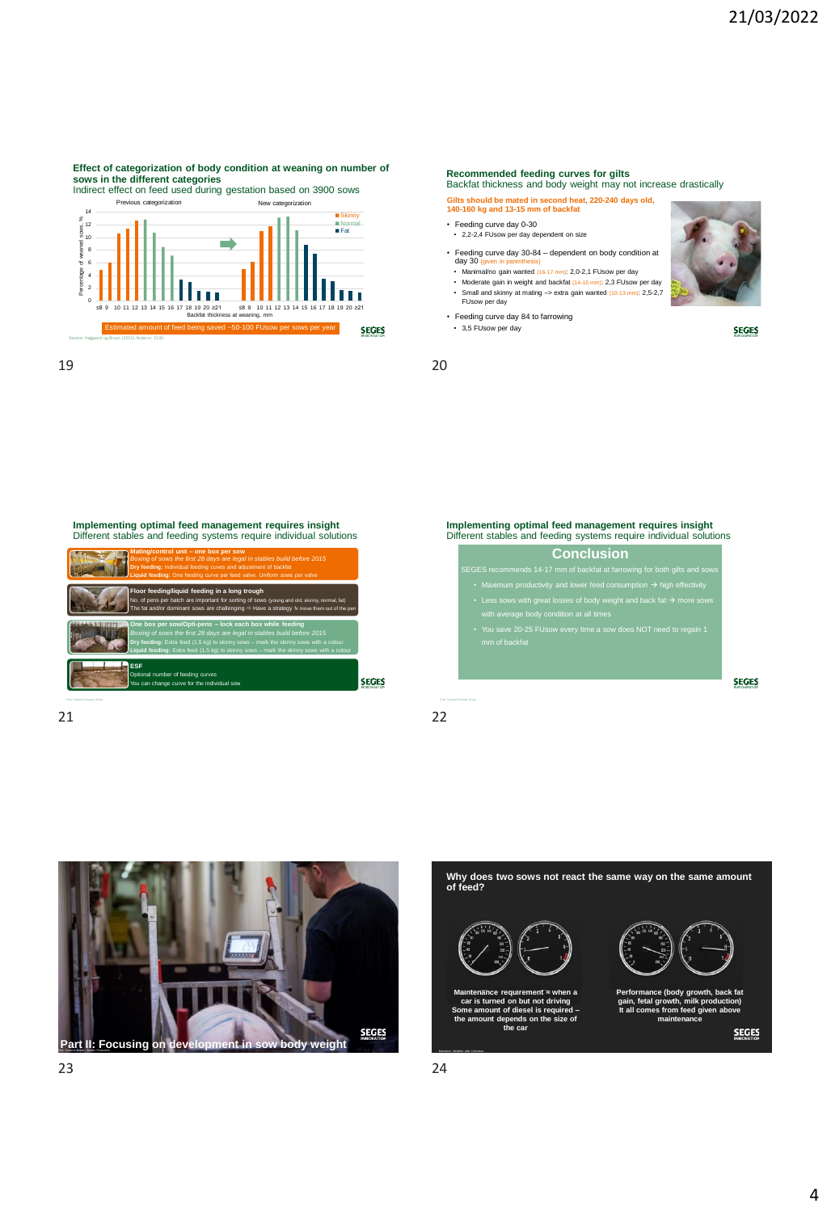## Effect of categorization of body condition at weaning on number of sows in the different categories

Indirect effect on feed used during gestation based on 3900 sows

Previous categorization | New categorization

Skinny / Normal / Fat

Percentage of weaned sows, %

Backfat thickness at weaning, mm

Estimated amount of feed being saved ~50-100 FUsow per sows per year

Source: Hajgaard og Bruun (2021); Notat nr. 2130

## Recommended feeding curves for gilts

Backfat thickness and body weight may not increase drastically

**Gilts should be mated in second heat, 220-240 days old, 140-160 kg and 13-15 mm of backfat**

- Feeding curve day 0-30
  - 2,2-2,4 FUsow per day dependent on size
- Feeding curve day 30-84 – dependent on body condition at day 30 (given in parenthesis)
  - Maximal/no gain wanted (16-17 mm): 2,0-2,1 FUsow per day
  - Moderate gain in weight and backfat (14-15 mm): 2,3 FUsow per day
  - Small and skinny at mating –> extra gain wanted (10-13 mm): 2,5-2,7 FUsow per day
- Feeding curve day 84 to farrowing
  - 3,5 FUsow per day

## Implementing optimal feed management requires insight

Different stables and feeding systems require individual solutions

**Mating/control unit – one box per sow**
*Boxing of sows the first 28 days are legal in stables build before 2015*
**Dry feeding:** Individual feeding cuves and adjustment of backfat
**Liquid feeding:** One feeding curve per feed valve. Uniform sows per valve

**Floor feeding/liquid feeding in a long trough**
No. of pens per batch are important for sorting of sows (young and old, skinny, normal, fat)
The fat and/or dominant sows are challenging → Have a strategy fx move them out of the pen

**One box per sow/Opti-pens – lock each box while feeding**
*Boxing of sows the first 28 days are legal in stables build before 2015*
**Dry feeding:** Extra feed (1,5 kg) to skinny sows – mark the skinny sows with a colour
**Liquid feeding:** Extra feed (1,5 kg) to skinny sows – mark the skinny sows with a colour

**ESF**
Optional number of feeding curves
You can change curve for the individual sow

## Implementing optimal feed management requires insight

Different stables and feeding systems require individual solutions

### Conclusion

SEGES recommends 14-17 mm of backfat at farrowing for both gilts and sows

- Maximum productivity and lower feed consumption → high effectivity
- Less sows with great losses of body weight and back fat → more sows with average body condition at all times
- You save 20-25 FUsow every time a sow does NOT need to regain 1 mm of backfat

## Part II: Focusing on development in sow body weight

## Why does two sows not react the same way on the same amount of feed?

**Maintenance requirement ≈ when a car is turned on but not driving**
**Some amount of diesel is required – the amount depends on the size of the car**

**Performance (body growth, back fat gain, fetal growth, milk production)**
**It all comes from feed given above maintenance**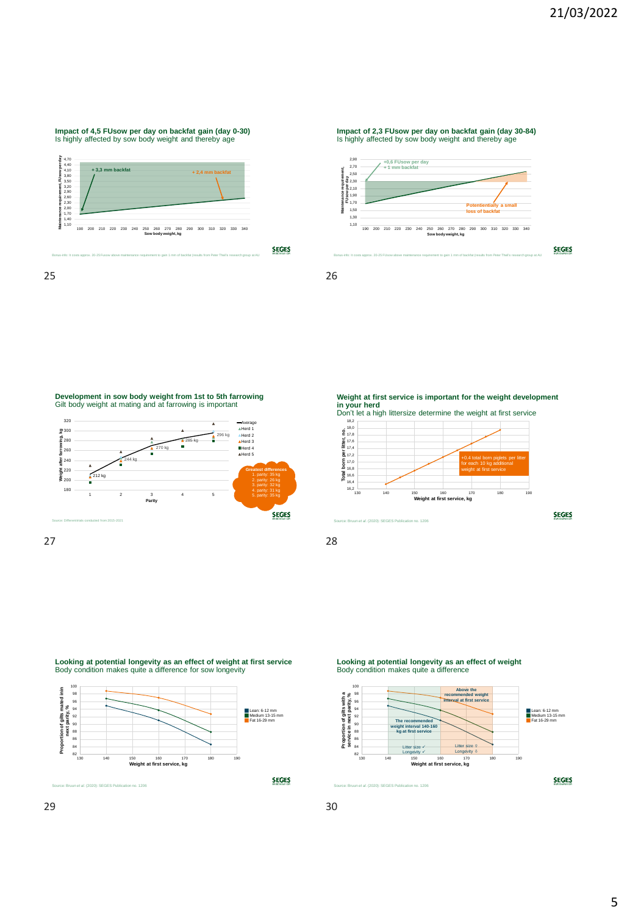## Impact of 4,5 FUsow per day on backfat gain (day 0-30)

Is highly affected by sow body weight and thereby age

+3,3 mm backfat

+2,4 mm backfat

Maintenance requirement, FUsow per day

Sow body weight, kg

Bonus info: It costs approx. 20-23 FUsow above maintenance requirement to gain 1 mm of backfat (results from Peter Theil's research group at AU)

## Impact of 2,3 FUsow per day on backfat gain (day 30-84)

Is highly affected by sow body weight and thereby age

+0,6 FUsow per day
+1 mm backfat

Potentially a small loss of backfat

Maintenance requirement, FUsow per day

Sow body weight, kg

Bonus info: It costs approx. 20-23 FUsow above maintenance requirement to gain 1 mm of backfat (results from Peter Theil's research group at AU)

## Development in sow body weight from 1st to 5th farrowing

Gilt body weight at mating and at farrowing is important

Weight after farrowing, kg

Parity

212 kg, 244 kg, 270 kg, 285 kg, 296 kg

Average, Herd 1, Herd 2, Herd 3, Herd 4, Herd 5

**Greatest differences**
1. parity: 35 kg
2. parity: 26 kg
3. parity: 32 kg
4. parity: 31 kg
5. parity: 35 kg

Source: Differentimate conducted from 2015-2021

## Weight at first service is important for the weight development in your herd

Don't let a high littersize determine the weight at first service

+0.4 total born piglets per litter for each 10 kg additional weight at first service

Total born per litter, no.

Weight at first service, kg

Source: Bruun et al. (2020): SEGES Publication no. 1206

## Looking at potential longevity as an effect of weight at first service

Body condition makes quite a difference for sow longevity

Proportion of gilts mated in next parity, %

Weight at first service, kg

Lean: 6-12 mm
Medium 13-15 mm
Fat 16-29 mm

Source: Bruun et al. (2020): SEGES Publication no. 1206

## Looking at potential longevity as an effect of weight

Body condition makes quite a difference

Proportion of gilts with a service in next parity, %

The recommended weight interval 140-160 kg at first service

Above the recommended weight interval at first service

Litter size ✓
Longevity ✓

Litter size ⇧
Longevity ⇩

Weight at first service, kg

Lean: 6-12 mm
Medium 13-15 mm
Fat 16-29 mm

Source: Bruun et al. (2020): SEGES Publication no. 1206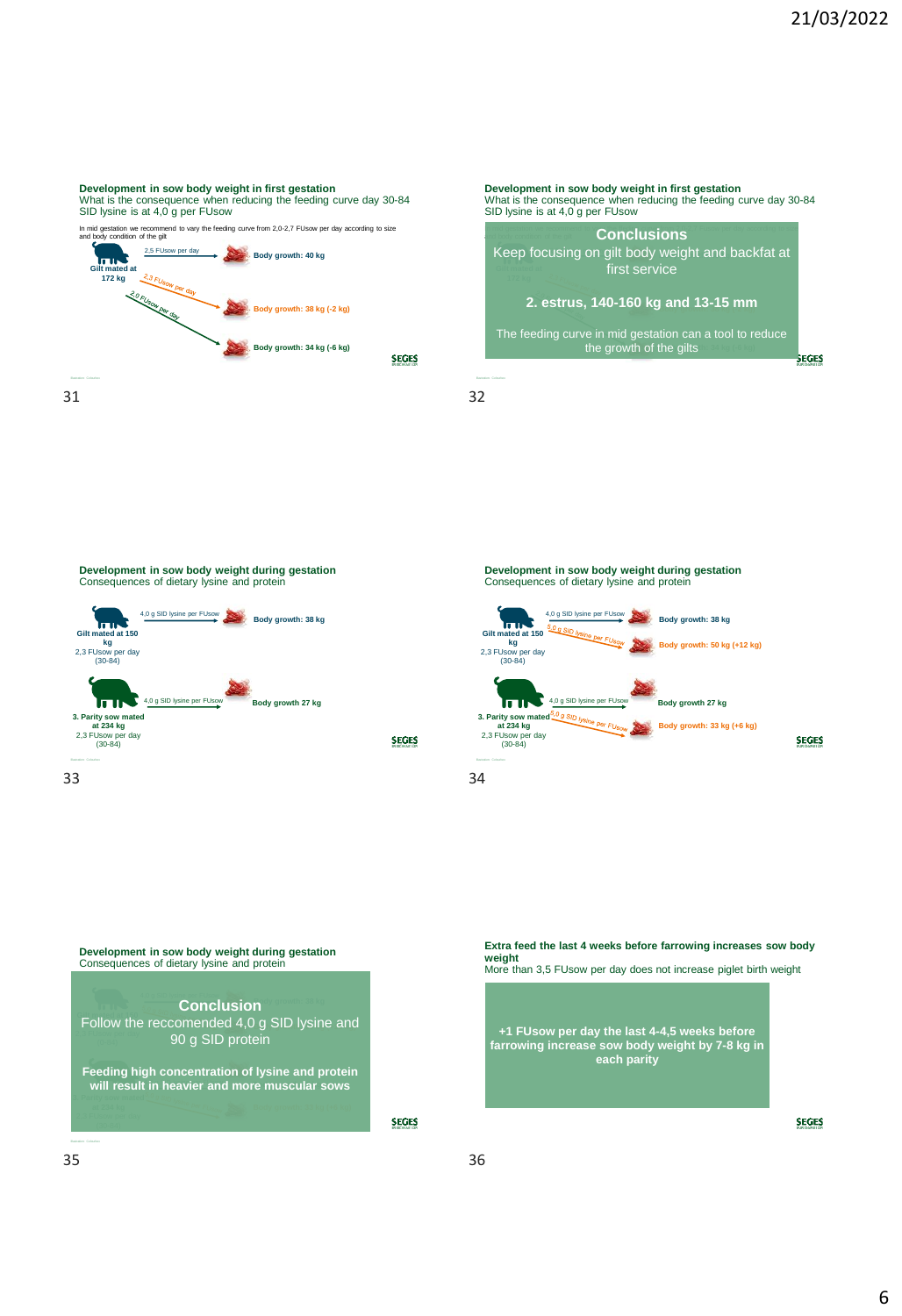## Development in sow body weight in first gestation

What is the consequence when reducing the feeding curve day 30-84
SID lysine is at 4,0 g per FUsow

In mid gestation we recommend to vary the feeding curve from 2,0-2,7 FUsow per day according to size and body condition of the gilt

**Gilt mated at 172 kg**

- 2,5 FUsow per day → **Body growth: 40 kg**
- 2,3 FUsow per day → **Body growth: 38 kg (-2 kg)**
- 2,0 FUsow per day → **Body growth: 34 kg (-6 kg)**

## Development in sow body weight in first gestation

What is the consequence when reducing the feeding curve day 30-84
SID lysine is at 4,0 g per FUsow

### Conclusions

Keep focusing on gilt body weight and backfat at first service

**2. estrus, 140-160 kg and 13-15 mm**

The feeding curve in mid gestation can a tool to reduce the growth of the gilts

## Development in sow body weight during gestation

Consequences of dietary lysine and protein

**Gilt mated at 150 kg**
2,3 FUsow per day (30-84)

- 4,0 g SID lysine per FUsow → **Body growth: 38 kg**

**3. Parity sow mated at 234 kg**
2,3 FUsow per day (30-84)

- 4,0 g SID lysine per FUsow → **Body growth 27 kg**

## Development in sow body weight during gestation

Consequences of dietary lysine and protein

**Gilt mated at 150 kg**
2,3 FUsow per day (30-84)

- 4,0 g SID lysine per FUsow → **Body growth: 38 kg**
- 5,0 g SID lysine per FUsow → **Body growth: 50 kg (+12 kg)**

**3. Parity sow mated at 234 kg**
2,3 FUsow per day (30-84)

- 4,0 g SID lysine per FUsow → **Body growth 27 kg**
- 5,0 g SID lysine per FUsow → **Body growth: 33 kg (+6 kg)**

## Development in sow body weight during gestation

Consequences of dietary lysine and protein

### Conclusion

Follow the reccomended 4,0 g SID lysine and 90 g SID protein

**Feeding high concentration of lysine and protein will result in heavier and more muscular sows**

## Extra feed the last 4 weeks before farrowing increases sow body weight

More than 3,5 FUsow per day does not increase piglet birth weight

**+1 FUsow per day the last 4-4,5 weeks before farrowing increase sow body weight by 7-8 kg in each parity**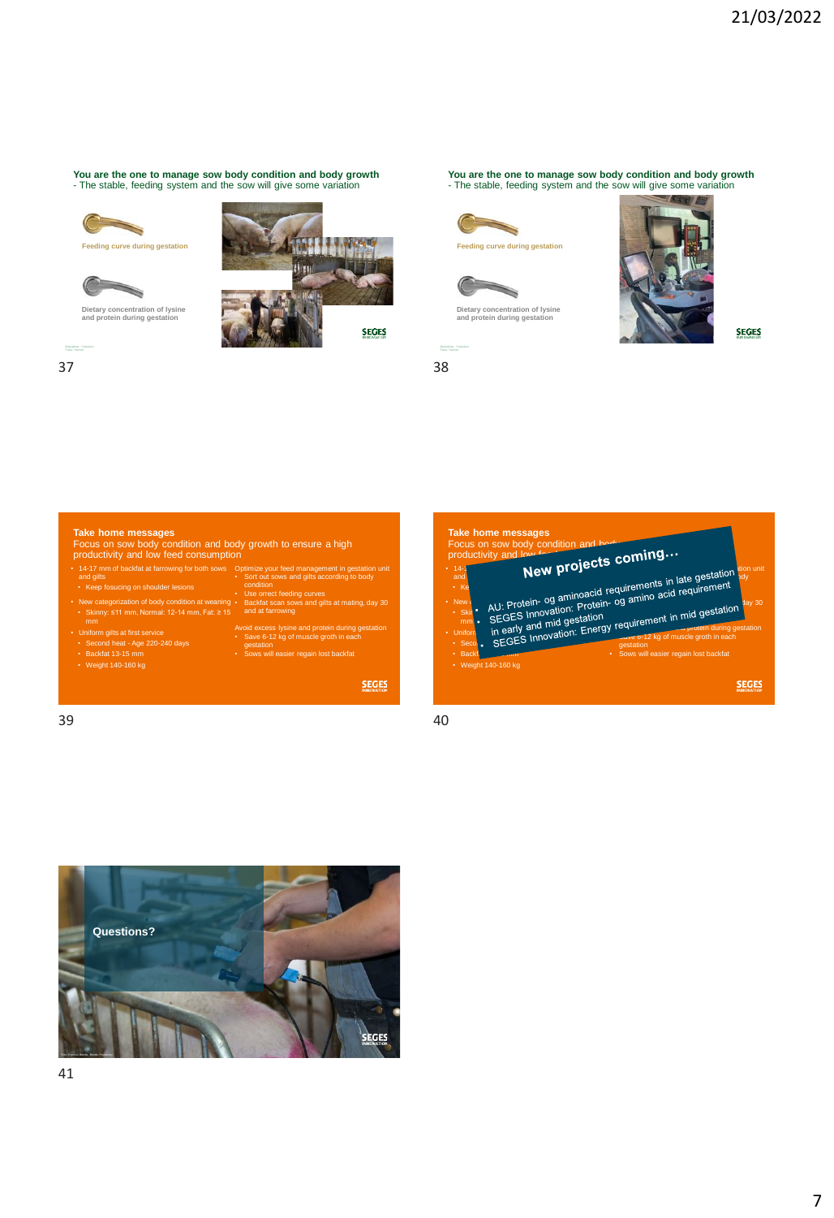## You are the one to manage sow body condition and body growth

- The stable, feeding system and the sow will give some variation

Feeding curve during gestation

Dietary concentration of lysine and protein during gestation

## You are the one to manage sow body condition and body growth

- The stable, feeding system and the sow will give some variation

Feeding curve during gestation

Dietary concentration of lysine and protein during gestation

## Take home messages

Focus on sow body condition and body growth to ensure a high productivity and low feed consumption

- 14-17 mm of backfat at farrowing for both sows and gilts
  - Keep fosucing on shoulder lesions
- New categorization of body condition at weaning
  - Skinny: ≤11 mm, Normal: 12-14 mm, Fat: ≥ 15 mm
- Uniform gilts at first service
  - Second heat - Age 220-240 days
  - Backfat 13-15 mm
  - Weight 140-160 kg

Optimize your feed management in gestation unit

- Sort out sows and gilts according to body condition
- Use orrect feeding curves
- Backfat scan sows and gilts at mating, day 30 and at farrowing

Avoid excess lysine and protein during gestation

- Save 6-12 kg of muscle groth in each gestation
- Sows will easier regain lost backfat

## Take home messages

Focus on sow body condition and body growth to ensure a high productivity and low feed consumption

### New projects coming…

- AU: Protein- og aminoacid requirements in late gestation
- SEGES Innovation: Protein- og amino acid requirement in early and mid gestation
- SEGES Innovation: Energy requirement in mid gestation

Questions?